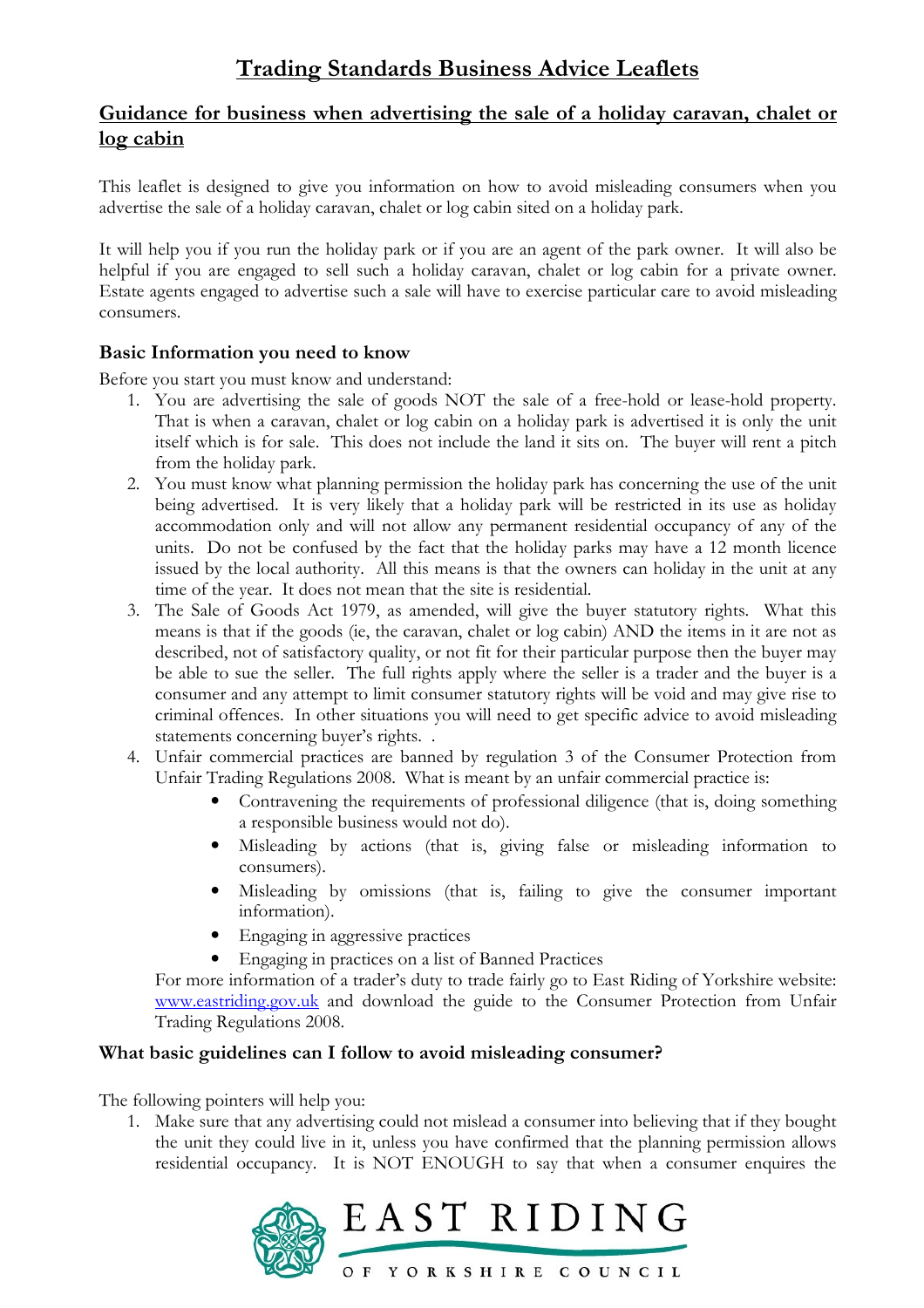# Trading Standards Business Advice Leaflets

## Guidance for business when advertising the sale of a holiday caravan, chalet or log cabin

This leaflet is designed to give you information on how to avoid misleading consumers when you advertise the sale of a holiday caravan, chalet or log cabin sited on a holiday park.

It will help you if you run the holiday park or if you are an agent of the park owner. It will also be helpful if you are engaged to sell such a holiday caravan, chalet or log cabin for a private owner. Estate agents engaged to advertise such a sale will have to exercise particular care to avoid misleading consumers.

### Basic Information you need to know

Before you start you must know and understand:

1. You are advertising the sale of goods NOT the sale of a free-hold or lease-hold property. That is when a caravan, chalet or log cabin on a holiday park is advertised it is only the unit itself which is for sale. This does not include the land it sits on. The buyer will rent a pitch from the holiday park.
2. You must know what planning permission the holiday park has concerning the use of the unit being advertised. It is very likely that a holiday park will be restricted in its use as holiday accommodation only and will not allow any permanent residential occupancy of any of the units. Do not be confused by the fact that the holiday parks may have a 12 month licence issued by the local authority. All this means is that the owners can holiday in the unit at any time of the year. It does not mean that the site is residential.
3. The Sale of Goods Act 1979, as amended, will give the buyer statutory rights. What this means is that if the goods (ie, the caravan, chalet or log cabin) AND the items in it are not as described, not of satisfactory quality, or not fit for their particular purpose then the buyer may be able to sue the seller. The full rights apply where the seller is a trader and the buyer is a consumer and any attempt to limit consumer statutory rights will be void and may give rise to criminal offences. In other situations you will need to get specific advice to avoid misleading statements concerning buyer's rights. .
4. Unfair commercial practices are banned by regulation 3 of the Consumer Protection from Unfair Trading Regulations 2008. What is meant by an unfair commercial practice is:
    - Contravening the requirements of professional diligence (that is, doing something a responsible business would not do).
    - Misleading by actions (that is, giving false or misleading information to consumers).
    - Misleading by omissions (that is, failing to give the consumer important information).
    - Engaging in aggressive practices
    - Engaging in practices on a list of Banned Practices

    For more information of a trader's duty to trade fairly go to East Riding of Yorkshire website: www.eastriding.gov.uk and download the guide to the Consumer Protection from Unfair Trading Regulations 2008.

### What basic guidelines can I follow to avoid misleading consumer?

The following pointers will help you:

1. Make sure that any advertising could not mislead a consumer into believing that if they bought the unit they could live in it, unless you have confirmed that the planning permission allows residential occupancy. It is NOT ENOUGH to say that when a consumer enquires the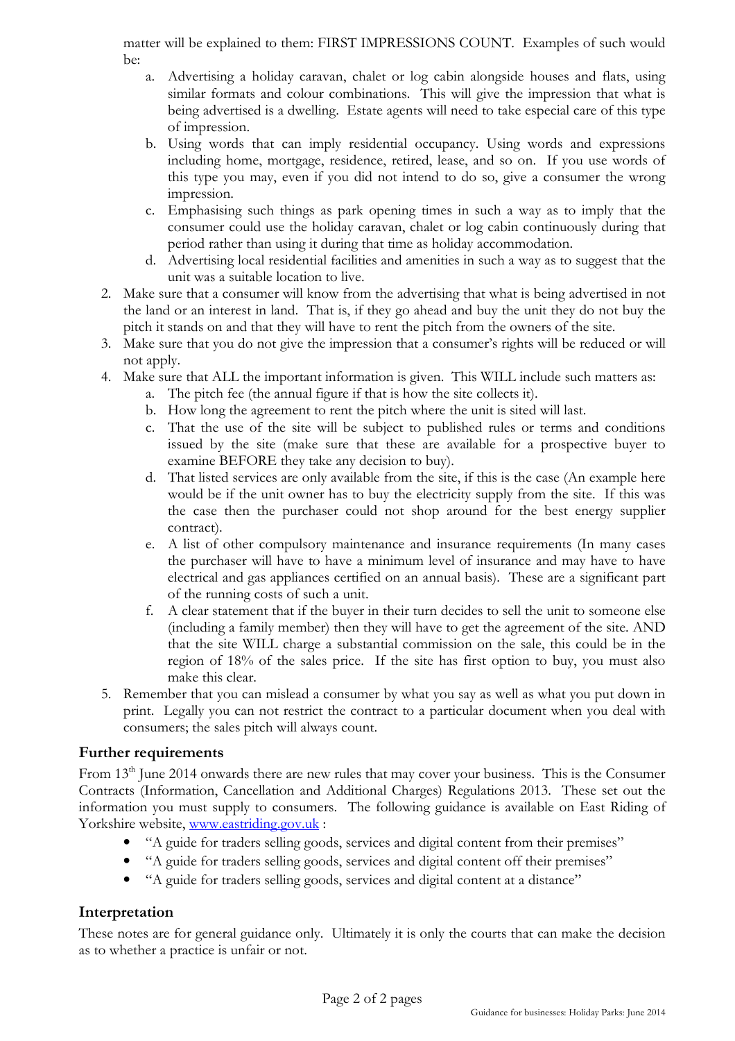matter will be explained to them: FIRST IMPRESSIONS COUNT. Examples of such would be:

   a. Advertising a holiday caravan, chalet or log cabin alongside houses and flats, using similar formats and colour combinations. This will give the impression that what is being advertised is a dwelling. Estate agents will need to take especial care of this type of impression.
   b. Using words that can imply residential occupancy. Using words and expressions including home, mortgage, residence, retired, lease, and so on. If you use words of this type you may, even if you did not intend to do so, give a consumer the wrong impression.
   c. Emphasising such things as park opening times in such a way as to imply that the consumer could use the holiday caravan, chalet or log cabin continuously during that period rather than using it during that time as holiday accommodation.
   d. Advertising local residential facilities and amenities in such a way as to suggest that the unit was a suitable location to live.

2. Make sure that a consumer will know from the advertising that what is being advertised in not the land or an interest in land. That is, if they go ahead and buy the unit they do not buy the pitch it stands on and that they will have to rent the pitch from the owners of the site.
3. Make sure that you do not give the impression that a consumer's rights will be reduced or will not apply.
4. Make sure that ALL the important information is given. This WILL include such matters as:
   a. The pitch fee (the annual figure if that is how the site collects it).
   b. How long the agreement to rent the pitch where the unit is sited will last.
   c. That the use of the site will be subject to published rules or terms and conditions issued by the site (make sure that these are available for a prospective buyer to examine BEFORE they take any decision to buy).
   d. That listed services are only available from the site, if this is the case (An example here would be if the unit owner has to buy the electricity supply from the site. If this was the case then the purchaser could not shop around for the best energy supplier contract).
   e. A list of other compulsory maintenance and insurance requirements (In many cases the purchaser will have to have a minimum level of insurance and may have to have electrical and gas appliances certified on an annual basis). These are a significant part of the running costs of such a unit.
   f. A clear statement that if the buyer in their turn decides to sell the unit to someone else (including a family member) then they will have to get the agreement of the site. AND that the site WILL charge a substantial commission on the sale, this could be in the region of 18% of the sales price. If the site has first option to buy, you must also make this clear.
5. Remember that you can mislead a consumer by what you say as well as what you put down in print. Legally you can not restrict the contract to a particular document when you deal with consumers; the sales pitch will always count.

## Further requirements

From 13th June 2014 onwards there are new rules that may cover your business. This is the Consumer Contracts (Information, Cancellation and Additional Charges) Regulations 2013. These set out the information you must supply to consumers. The following guidance is available on East Riding of Yorkshire website, www.eastriding.gov.uk :

- "A guide for traders selling goods, services and digital content from their premises"
- "A guide for traders selling goods, services and digital content off their premises"
- "A guide for traders selling goods, services and digital content at a distance"

## Interpretation

These notes are for general guidance only. Ultimately it is only the courts that can make the decision as to whether a practice is unfair or not.